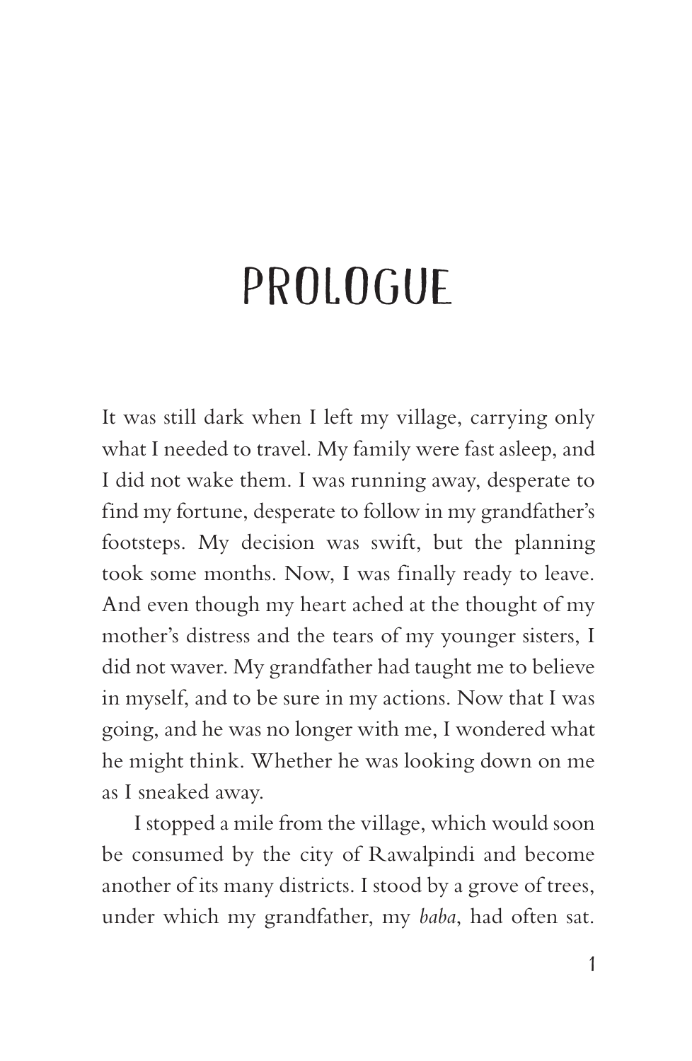# PROLOGUE

It was still dark when I left my village, carrying only what I needed to travel. My family were fast asleep, and I did not wake them. I was running away, desperate to find my fortune, desperate to follow in my grandfather's footsteps. My decision was swift, but the planning took some months. Now, I was finally ready to leave. And even though my heart ached at the thought of my mother's distress and the tears of my younger sisters, I did not waver. My grandfather had taught me to believe in myself, and to be sure in my actions. Now that I was going, and he was no longer with me, I wondered what he might think. Whether he was looking down on me as I sneaked away.

I stopped a mile from the village, which would soon be consumed by the city of Rawalpindi and become another of its many districts. I stood by a grove of trees, under which my grandfather, my *baba*, had often sat.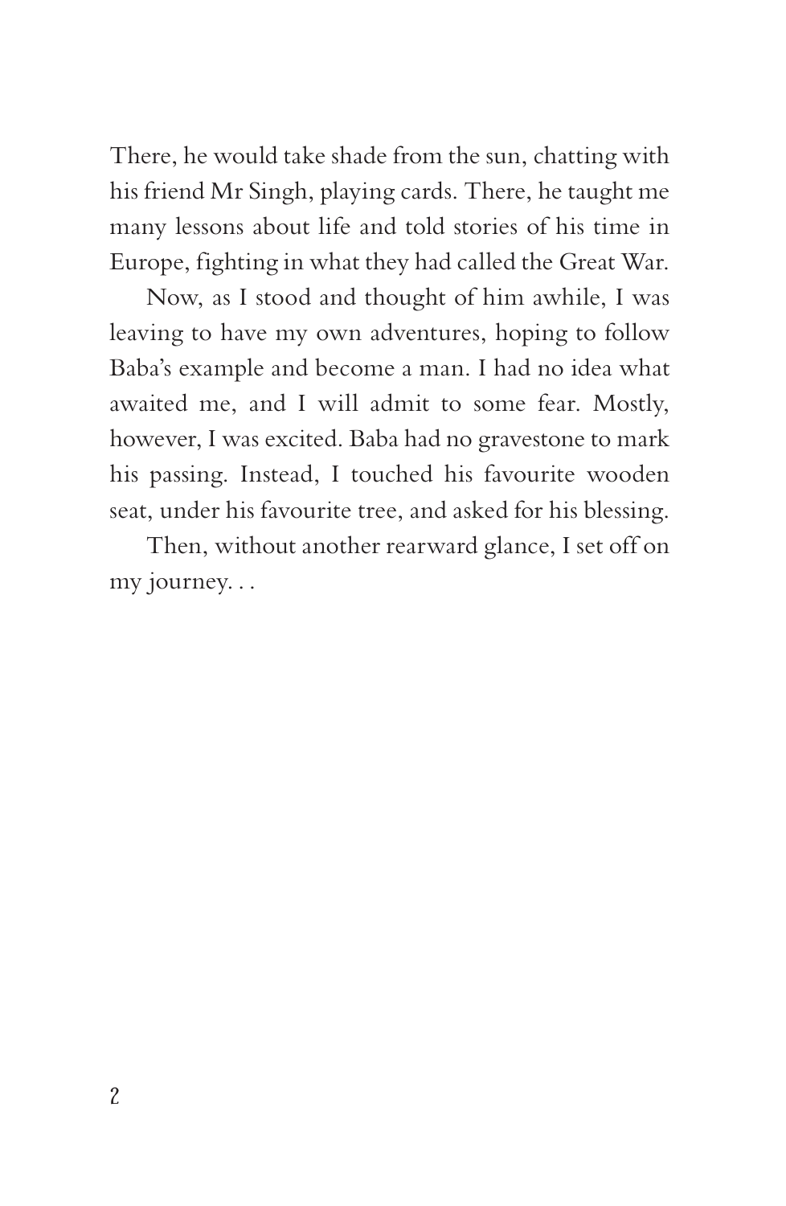There, he would take shade from the sun, chatting with his friend Mr Singh, playing cards. There, he taught me many lessons about life and told stories of his time in Europe, fighting in what they had called the Great War.

Now, as I stood and thought of him awhile, I was leaving to have my own adventures, hoping to follow Baba's example and become a man. I had no idea what awaited me, and I will admit to some fear. Mostly, however, I was excited. Baba had no gravestone to mark his passing. Instead, I touched his favourite wooden seat, under his favourite tree, and asked for his blessing.

Then, without another rearward glance, I set off on my journey. . .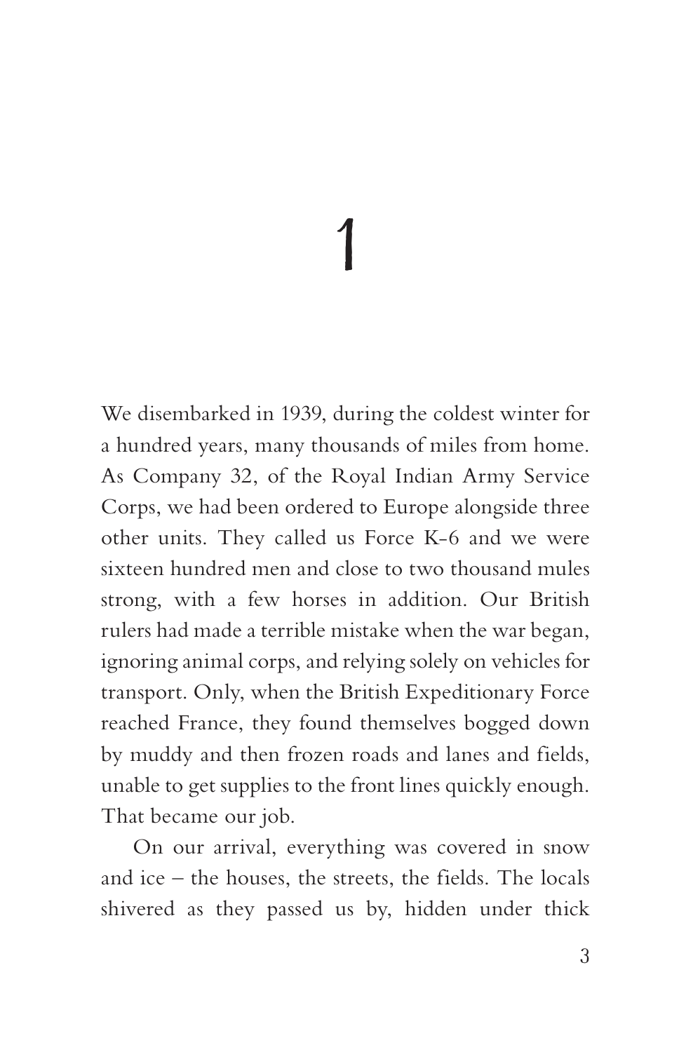# 1

We disembarked in 1939, during the coldest winter for a hundred years, many thousands of miles from home. As Company 32, of the Royal Indian Army Service Corps, we had been ordered to Europe alongside three other units. They called us Force K-6 and we were sixteen hundred men and close to two thousand mules strong, with a few horses in addition. Our British rulers had made a terrible mistake when the war began, ignoring animal corps, and relying solely on vehicles for transport. Only, when the British Expeditionary Force reached France, they found themselves bogged down by muddy and then frozen roads and lanes and fields, unable to get supplies to the front lines quickly enough. That became our job.

On our arrival, everything was covered in snow and ice – the houses, the streets, the fields. The locals shivered as they passed us by, hidden under thick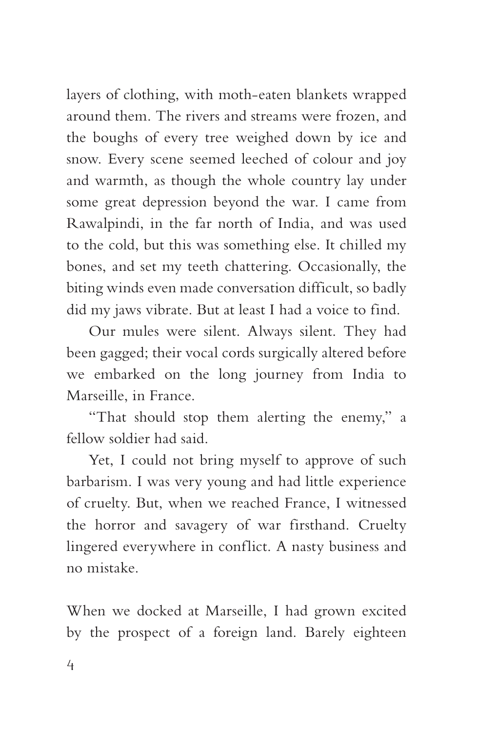layers of clothing, with moth-eaten blankets wrapped around them. The rivers and streams were frozen, and the boughs of every tree weighed down by ice and snow. Every scene seemed leeched of colour and joy and warmth, as though the whole country lay under some great depression beyond the war. I came from Rawalpindi, in the far north of India, and was used to the cold, but this was something else. It chilled my bones, and set my teeth chattering. Occasionally, the biting winds even made conversation difficult, so badly did my jaws vibrate. But at least I had a voice to find.

Our mules were silent. Always silent. They had been gagged; their vocal cords surgically altered before we embarked on the long journey from India to Marseille, in France.

"That should stop them alerting the enemy," a fellow soldier had said.

Yet, I could not bring myself to approve of such barbarism. I was very young and had little experience of cruelty. But, when we reached France, I witnessed the horror and savagery of war firsthand. Cruelty lingered everywhere in conflict. A nasty business and no mistake.

When we docked at Marseille, I had grown excited by the prospect of a foreign land. Barely eighteen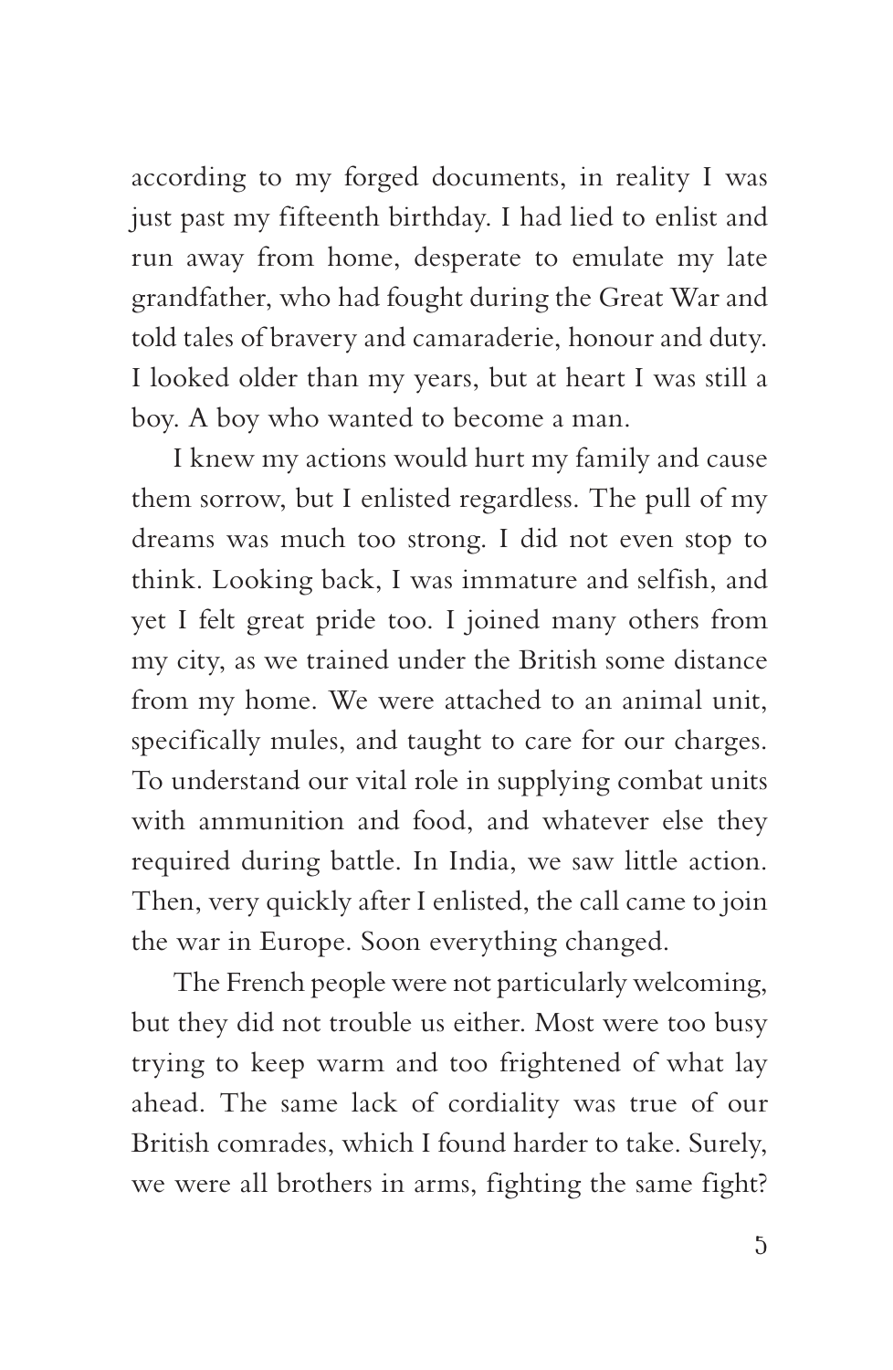according to my forged documents, in reality I was just past my fifteenth birthday. I had lied to enlist and run away from home, desperate to emulate my late grandfather, who had fought during the Great War and told tales of bravery and camaraderie, honour and duty. I looked older than my years, but at heart I was still a boy. A boy who wanted to become a man.

I knew my actions would hurt my family and cause them sorrow, but I enlisted regardless. The pull of my dreams was much too strong. I did not even stop to think. Looking back, I was immature and selfish, and yet I felt great pride too. I joined many others from my city, as we trained under the British some distance from my home. We were attached to an animal unit, specifically mules, and taught to care for our charges. To understand our vital role in supplying combat units with ammunition and food, and whatever else they required during battle. In India, we saw little action. Then, very quickly after I enlisted, the call came to join the war in Europe. Soon everything changed.

The French people were not particularly welcoming, but they did not trouble us either. Most were too busy trying to keep warm and too frightened of what lay ahead. The same lack of cordiality was true of our British comrades, which I found harder to take. Surely, we were all brothers in arms, fighting the same fight?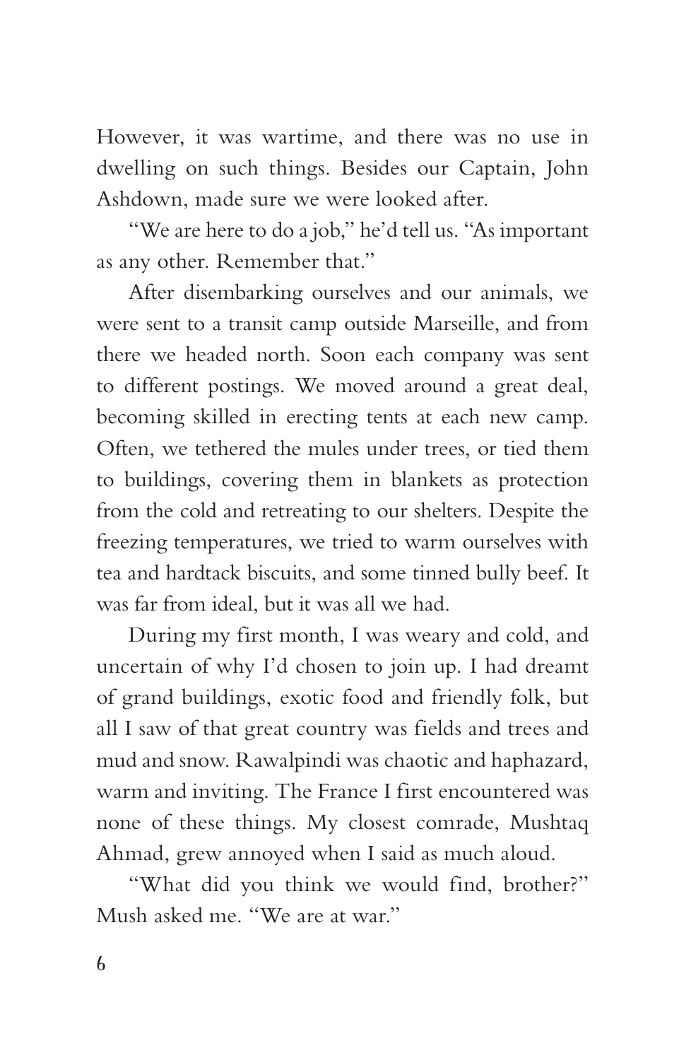However, it was wartime, and there was no use in dwelling on such things. Besides our Captain, John Ashdown, made sure we were looked after.

"We are here to do a job," he'd tell us. "As important as any other. Remember that."

After disembarking ourselves and our animals, we were sent to a transit camp outside Marseille, and from there we headed north. Soon each company was sent to different postings. We moved around a great deal, becoming skilled in erecting tents at each new camp. Often, we tethered the mules under trees, or tied them to buildings, covering them in blankets as protection from the cold and retreating to our shelters. Despite the freezing temperatures, we tried to warm ourselves with tea and hardtack biscuits, and some tinned bully beef. It was far from ideal, but it was all we had.

During my first month, I was weary and cold, and uncertain of why I'd chosen to join up. I had dreamt of grand buildings, exotic food and friendly folk, but all I saw of that great country was fields and trees and mud and snow. Rawalpindi was chaotic and haphazard, warm and inviting. The France I first encountered was none of these things. My closest comrade, Mushtaq Ahmad, grew annoyed when I said as much aloud.

"What did you think we would find, brother?" Mush asked me. "We are at war."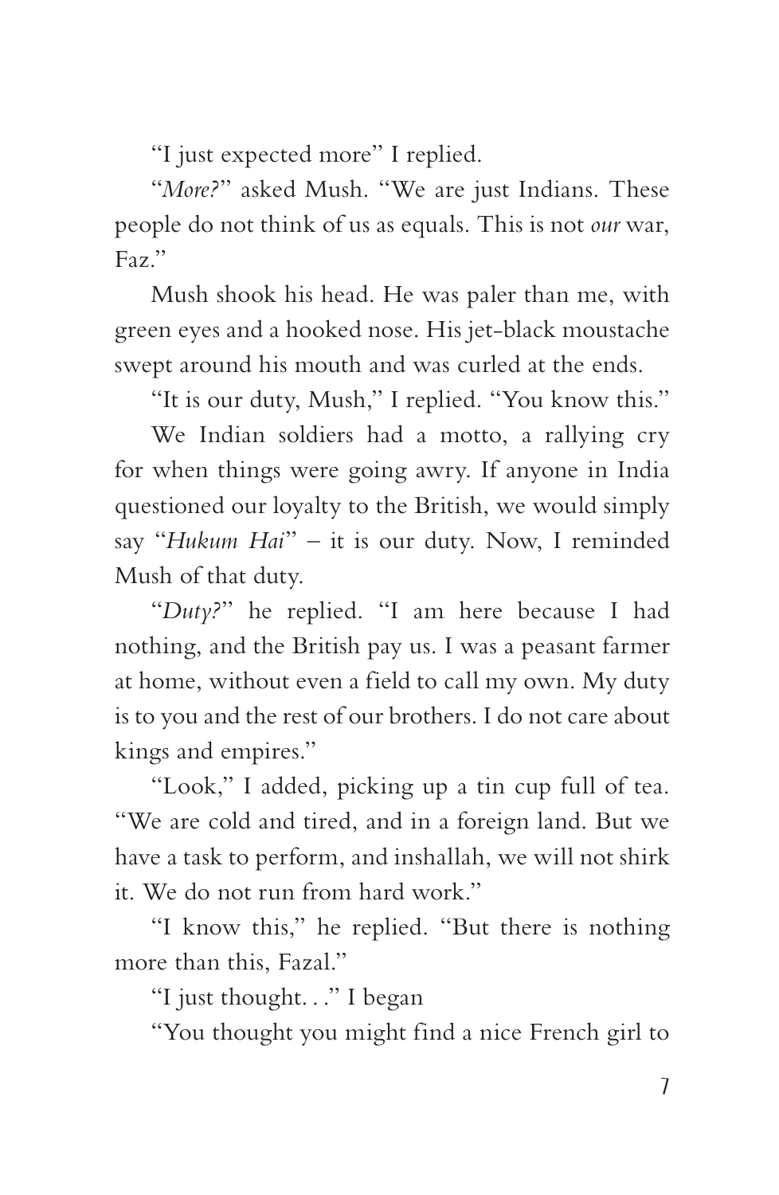"I just expected more" I replied.

"*More?*" asked Mush. "We are just Indians. These people do not think of us as equals. This is not *our* war, Faz."

Mush shook his head. He was paler than me, with green eyes and a hooked nose. His jet-black moustache swept around his mouth and was curled at the ends.

"It is our duty, Mush," I replied. "You know this."

We Indian soldiers had a motto, a rallying cry for when things were going awry. If anyone in India questioned our loyalty to the British, we would simply say "*Hukum Hai*" – it is our duty. Now, I reminded Mush of that duty.

"*Duty?*" he replied. "I am here because I had nothing, and the British pay us. I was a peasant farmer at home, without even a field to call my own. My duty is to you and the rest of our brothers. I do not care about kings and empires."

"Look," I added, picking up a tin cup full of tea. "We are cold and tired, and in a foreign land. But we have a task to perform, and inshallah, we will not shirk it. We do not run from hard work."

"I know this," he replied. "But there is nothing more than this, Fazal."

"I just thought. . ." I began

"You thought you might find a nice French girl to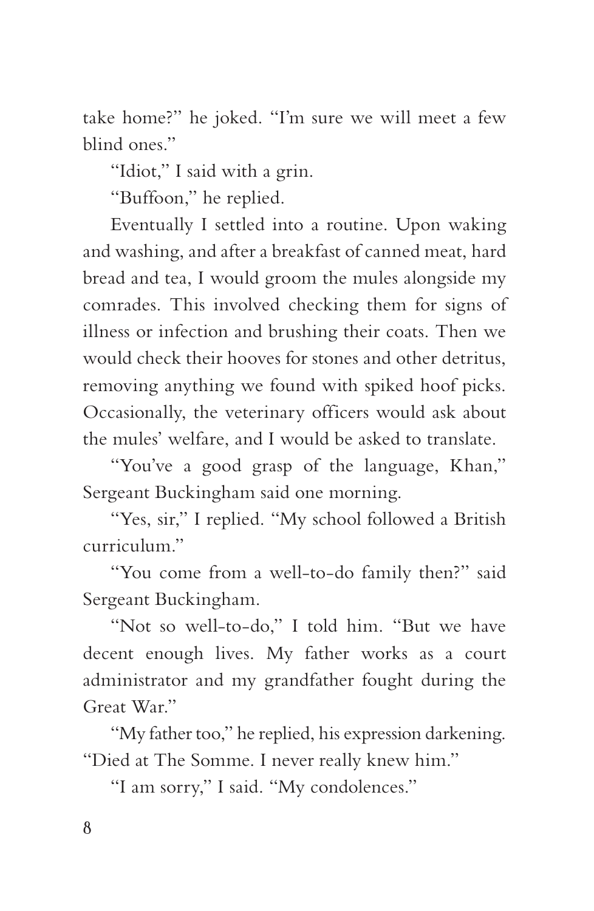take home?" he joked. "I'm sure we will meet a few blind ones."

"Idiot," I said with a grin.

"Buffoon," he replied.

Eventually I settled into a routine. Upon waking and washing, and after a breakfast of canned meat, hard bread and tea, I would groom the mules alongside my comrades. This involved checking them for signs of illness or infection and brushing their coats. Then we would check their hooves for stones and other detritus, removing anything we found with spiked hoof picks. Occasionally, the veterinary officers would ask about the mules' welfare, and I would be asked to translate.

"You've a good grasp of the language, Khan," Sergeant Buckingham said one morning.

"Yes, sir," I replied. "My school followed a British curriculum."

"You come from a well-to-do family then?" said Sergeant Buckingham.

"Not so well-to-do," I told him. "But we have decent enough lives. My father works as a court administrator and my grandfather fought during the Great War."

"My father too," he replied, his expression darkening. "Died at The Somme. I never really knew him."

"I am sorry," I said. "My condolences."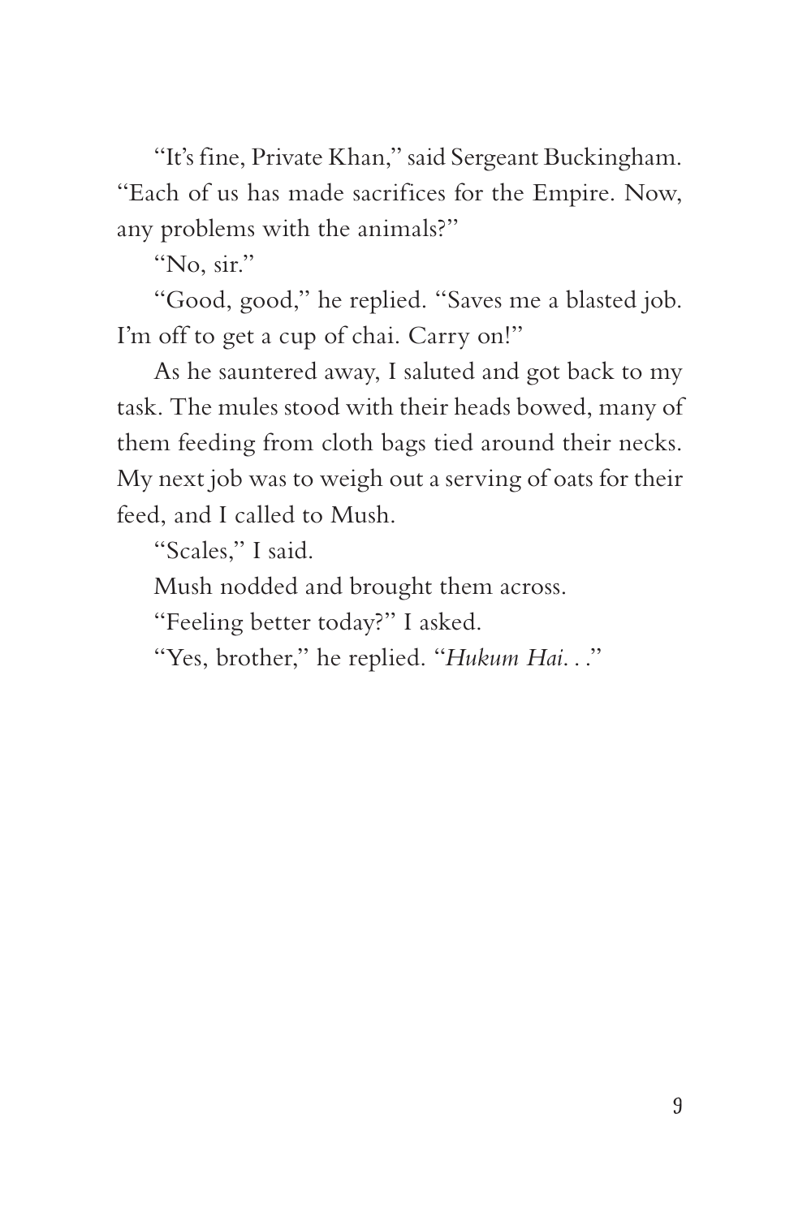"It's fine, Private Khan," said Sergeant Buckingham. "Each of us has made sacrifices for the Empire. Now, any problems with the animals?"

"No, sir."

"Good, good," he replied. "Saves me a blasted job. I'm off to get a cup of chai. Carry on!"

As he sauntered away, I saluted and got back to my task. The mules stood with their heads bowed, many of them feeding from cloth bags tied around their necks. My next job was to weigh out a serving of oats for their feed, and I called to Mush.

"Scales," I said.

Mush nodded and brought them across.

"Feeling better today?" I asked.

"Yes, brother," he replied. "*Hukum Hai*. . ."